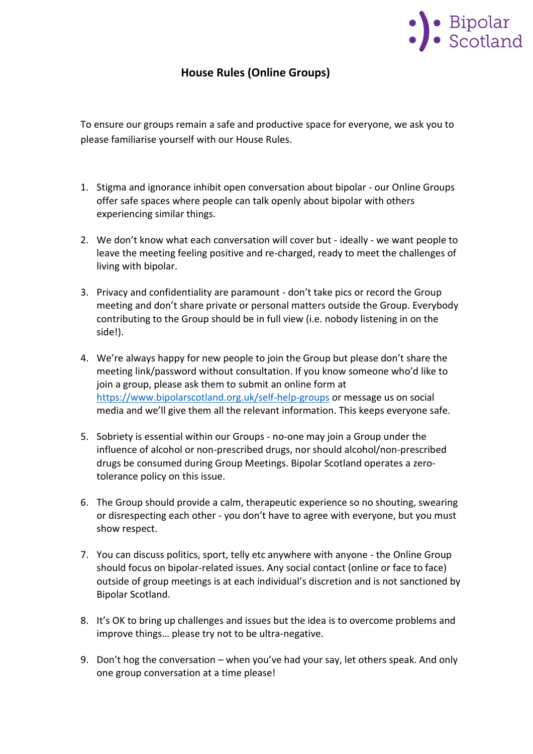Bipolar Scotland

# House Rules (Online Groups)

To ensure our groups remain a safe and productive space for everyone, we ask you to please familiarise yourself with our House Rules.

1. Stigma and ignorance inhibit open conversation about bipolar - our Online Groups offer safe spaces where people can talk openly about bipolar with others experiencing similar things.

2. We don't know what each conversation will cover but - ideally - we want people to leave the meeting feeling positive and re-charged, ready to meet the challenges of living with bipolar.

3. Privacy and confidentiality are paramount - don't take pics or record the Group meeting and don't share private or personal matters outside the Group. Everybody contributing to the Group should be in full view (i.e. nobody listening in on the side!).

4. We're always happy for new people to join the Group but please don't share the meeting link/password without consultation. If you know someone who'd like to join a group, please ask them to submit an online form at [https://www.bipolarscotland.org.uk/self-help-groups](https://www.bipolarscotland.org.uk/self-help-groups) or message us on social media and we'll give them all the relevant information. This keeps everyone safe.

5. Sobriety is essential within our Groups - no-one may join a Group under the influence of alcohol or non-prescribed drugs, nor should alcohol/non-prescribed drugs be consumed during Group Meetings. Bipolar Scotland operates a zero-tolerance policy on this issue.

6. The Group should provide a calm, therapeutic experience so no shouting, swearing or disrespecting each other - you don't have to agree with everyone, but you must show respect.

7. You can discuss politics, sport, telly etc anywhere with anyone - the Online Group should focus on bipolar-related issues. Any social contact (online or face to face) outside of group meetings is at each individual's discretion and is not sanctioned by Bipolar Scotland.

8. It's OK to bring up challenges and issues but the idea is to overcome problems and improve things… please try not to be ultra-negative.

9. Don't hog the conversation – when you've had your say, let others speak. And only one group conversation at a time please!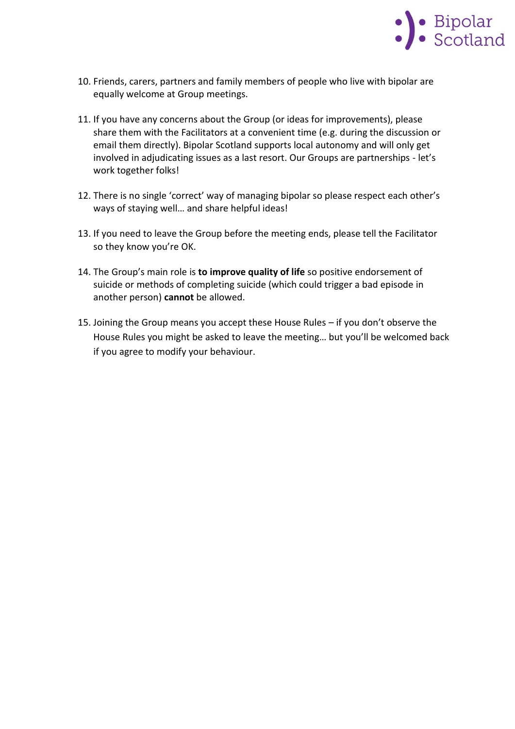10. Friends, carers, partners and family members of people who live with bipolar are equally welcome at Group meetings.

11. If you have any concerns about the Group (or ideas for improvements), please share them with the Facilitators at a convenient time (e.g. during the discussion or email them directly). Bipolar Scotland supports local autonomy and will only get involved in adjudicating issues as a last resort. Our Groups are partnerships - let's work together folks!

12. There is no single 'correct' way of managing bipolar so please respect each other's ways of staying well… and share helpful ideas!

13. If you need to leave the Group before the meeting ends, please tell the Facilitator so they know you're OK.

14. The Group's main role is **to improve quality of life** so positive endorsement of suicide or methods of completing suicide (which could trigger a bad episode in another person) **cannot** be allowed.

15. Joining the Group means you accept these House Rules – if you don't observe the House Rules you might be asked to leave the meeting… but you'll be welcomed back if you agree to modify your behaviour.